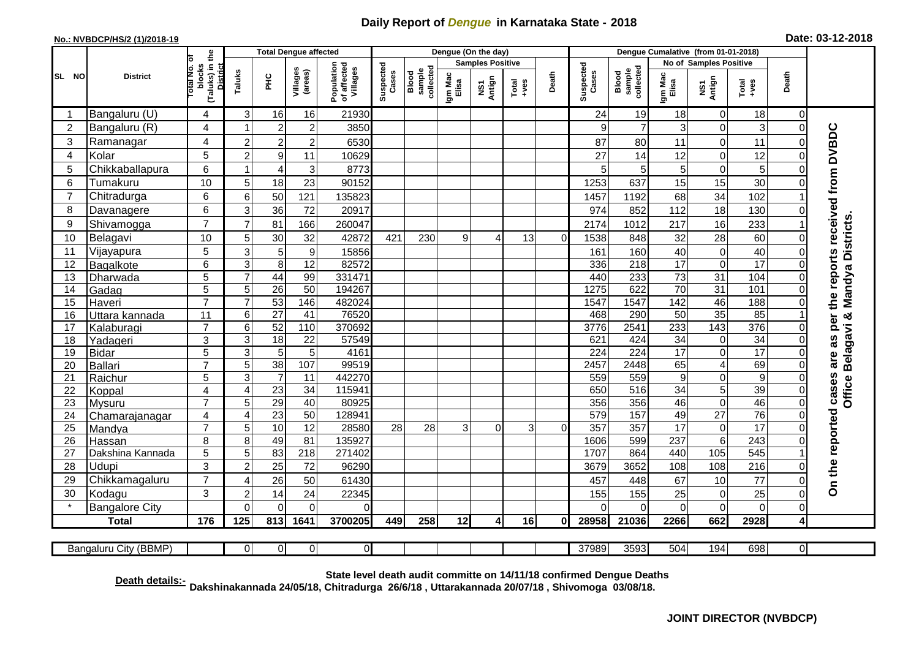# Daily Report of *Dengue* in Karnataka State - 2018

**No.: NVBDCP/HS/2 (1)/2018-19**

**Date: 03-12-2018**

| SL NO | District | Total No. of blocks (Taluks) in the District | Total Dengue affected | | | | Dengue (On the day) | | | | | | | Dengue Cumalative (from 01-01-2018) | | | | | | | |
|---|---|---|---|---|---|---|---|---|---|---|---|---|---|---|---|---|---|---|---|---|
| | | | Taluks | PHC | Villages (areas) | Population of affected Villages | Suspected Cases | Blood sample collected | Samples Positive | | | Death | Suspected Cases | Blood sample collected | No of Samples Positive | | | Death | |
| | | | | | | | | | Igm Mac Elisa | NS1 Antign | Total +ves | | | | Igm Mac Elisa | NS1 Antign | Total +ves | | |
| 1 | Bangaluru (U) | 4 | 3 | 16 | 16 | 21930 | | | | | | | 24 | 19 | 18 | 0 | 18 | 0 | On the reported cases are as per the reports received from DVBDC Office Belagavi & Mandya Districts. |
| 2 | Bangaluru (R) | 4 | 1 | 2 | 2 | 3850 | | | | | | | 9 | 7 | 3 | 0 | 3 | 0 | |
| 3 | Ramanagar | 4 | 2 | 2 | 2 | 6530 | | | | | | | 87 | 80 | 11 | 0 | 11 | 0 | |
| 4 | Kolar | 5 | 2 | 9 | 11 | 10629 | | | | | | | 27 | 14 | 12 | 0 | 12 | 0 | |
| 5 | Chikkaballapura | 6 | 1 | 4 | 3 | 8773 | | | | | | | 5 | 5 | 5 | 0 | 5 | 0 | |
| 6 | Tumakuru | 10 | 5 | 18 | 23 | 90152 | | | | | | | 1253 | 637 | 15 | 15 | 30 | 0 | |
| 7 | Chitradurga | 6 | 6 | 50 | 121 | 135823 | | | | | | | 1457 | 1192 | 68 | 34 | 102 | 1 | |
| 8 | Davanagere | 6 | 3 | 36 | 72 | 20917 | | | | | | | 974 | 852 | 112 | 18 | 130 | 0 | |
| 9 | Shivamogga | 7 | 7 | 81 | 166 | 260047 | | | | | | | 2174 | 1012 | 217 | 16 | 233 | 1 | |
| 10 | Belagavi | 10 | 5 | 30 | 32 | 42872 | 421 | 230 | 9 | 4 | 13 | 0 | 1538 | 848 | 32 | 28 | 60 | 0 | |
| 11 | Vijayapura | 5 | 3 | 5 | 9 | 15856 | | | | | | | 161 | 160 | 40 | 0 | 40 | 0 | |
| 12 | Bagalkote | 6 | 3 | 8 | 12 | 82572 | | | | | | | 336 | 218 | 17 | 0 | 17 | 0 | |
| 13 | Dharwada | 5 | 7 | 44 | 99 | 331471 | | | | | | | 440 | 233 | 73 | 31 | 104 | 0 | |
| 14 | Gadag | 5 | 5 | 26 | 50 | 194267 | | | | | | | 1275 | 622 | 70 | 31 | 101 | 0 | |
| 15 | Haveri | 7 | 7 | 53 | 146 | 482024 | | | | | | | 1547 | 1547 | 142 | 46 | 188 | 0 | |
| 16 | Uttara kannada | 11 | 6 | 27 | 41 | 76520 | | | | | | | 468 | 290 | 50 | 35 | 85 | 1 | |
| 17 | Kalaburagi | 7 | 6 | 52 | 110 | 370692 | | | | | | | 3776 | 2541 | 233 | 143 | 376 | 0 | |
| 18 | Yadageri | 3 | 3 | 18 | 22 | 57549 | | | | | | | 621 | 424 | 34 | 0 | 34 | 0 | |
| 19 | Bidar | 5 | 3 | 5 | 5 | 4161 | | | | | | | 224 | 224 | 17 | 0 | 17 | 0 | |
| 20 | Ballari | 7 | 5 | 38 | 107 | 99519 | | | | | | | 2457 | 2448 | 65 | 4 | 69 | 0 | |
| 21 | Raichur | 5 | 3 | 7 | 11 | 442270 | | | | | | | 559 | 559 | 9 | 0 | 9 | 0 | |
| 22 | Koppal | 4 | 4 | 23 | 34 | 115941 | | | | | | | 650 | 516 | 34 | 5 | 39 | 0 | |
| 23 | Mysuru | 7 | 5 | 29 | 40 | 80925 | | | | | | | 356 | 356 | 46 | 0 | 46 | 0 | |
| 24 | Chamarajanagar | 4 | 4 | 23 | 50 | 128941 | | | | | | | 579 | 157 | 49 | 27 | 76 | 0 | |
| 25 | Mandya | 7 | 5 | 10 | 12 | 28580 | 28 | 28 | 3 | 0 | 3 | 0 | 357 | 357 | 17 | 0 | 17 | 0 | |
| 26 | Hassan | 8 | 8 | 49 | 81 | 135927 | | | | | | | 1606 | 599 | 237 | 6 | 243 | 0 | |
| 27 | Dakshina Kannada | 5 | 5 | 83 | 218 | 271402 | | | | | | | 1707 | 864 | 440 | 105 | 545 | 1 | |
| 28 | Udupi | 3 | 2 | 25 | 72 | 96290 | | | | | | | 3679 | 3652 | 108 | 108 | 216 | 0 | |
| 29 | Chikkamagaluru | 7 | 4 | 26 | 50 | 61430 | | | | | | | 457 | 448 | 67 | 10 | 77 | 0 | |
| 30 | Kodagu | 3 | 2 | 14 | 24 | 22345 | | | | | | | 155 | 155 | 25 | 0 | 25 | 0 | |
| * | Bangalore City | | 0 | 0 | 0 | 0 | | | | | | | 0 | 0 | 0 | 0 | 0 | 0 | |
| | **Total** | **176** | **125** | **813** | **1641** | **3700205** | **449** | **258** | **12** | **4** | **16** | **0** | **28958** | **21036** | **2266** | **662** | **2928** | **4** | |

| Bangaluru City (BBMP) | | 0 | 0 | 0 | 0 | | | | | | | 37989 | 3593 | 504 | 194 | 698 | 0 |
|---|---|---|---|---|---|---|---|---|---|---|---|---|---|---|---|---|---|

**Death details:-** State level death audit committe on 14/11/18 confirmed Dengue Deaths Dakshinakannada 24/05/18, Chitradurga 26/6/18 , Uttarakannada 20/07/18 , Shivomoga 03/08/18.

**JOINT DIRECTOR (NVBDCP)**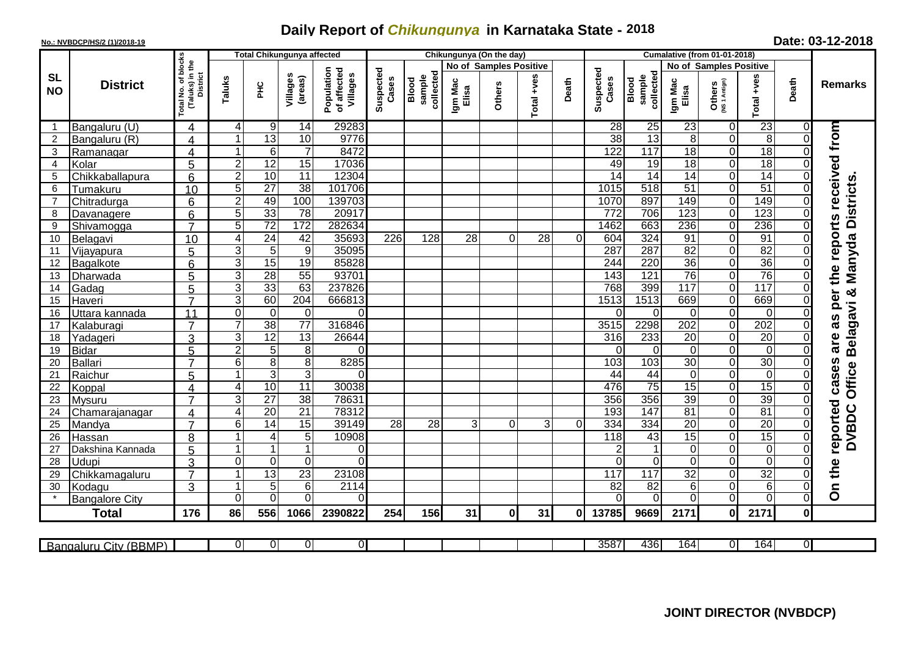# Daily Report of *Chikungunya* in Karnataka State - 2018

**No.: NVBDCP/HS/2 (1)/2018-19**

**Date: 03-12-2018**

| SL NO | District | Total No. of blocks (Taluks) in the District | Total Chikungunya affected | | | | Chikungunya (On the day) | | | | | | | Cumalative (from 01-01-2018) | | | | | | | Remarks |
|---|---|---|---|---|---|---|---|---|---|---|---|---|---|---|---|---|---|---|---|---|---|
| | | | Taluks | PHC | Villages (areas) | Population of affected Villages | Suspected Cases | Blood sample collected | No of Samples Positive | | | Death | Suspected Cases | Blood sample collected | No of Samples Positive | | | Death | |
| | | | | | | | | | Igm Mac Elisa | Others | Total +ves | | | | Igm Mac Elisa | Others (NS 1 Antign) | Total +ves | | |
| 1 | Bangaluru (U) | 4 | 4 | 9 | 14 | 29283 | | | | | | | 28 | 25 | 23 | 0 | 23 | 0 | On the reported cases are as per the reports received from DVBDC Office Belagavi & Manyda Districts. |
| 2 | Bangaluru (R) | 4 | 1 | 13 | 10 | 9776 | | | | | | | 38 | 13 | 8 | 0 | 8 | 0 | |
| 3 | Ramanagar | 4 | 1 | 6 | 7 | 8472 | | | | | | | 122 | 117 | 18 | 0 | 18 | 0 | |
| 4 | Kolar | 5 | 2 | 12 | 15 | 17036 | | | | | | | 49 | 19 | 18 | 0 | 18 | 0 | |
| 5 | Chikkaballapura | 6 | 2 | 10 | 11 | 12304 | | | | | | | 14 | 14 | 14 | 0 | 14 | 0 | |
| 6 | Tumakuru | 10 | 5 | 27 | 38 | 101706 | | | | | | | 1015 | 518 | 51 | 0 | 51 | 0 | |
| 7 | Chitradurga | 6 | 2 | 49 | 100 | 139703 | | | | | | | 1070 | 897 | 149 | 0 | 149 | 0 | |
| 8 | Davanagere | 6 | 5 | 33 | 78 | 20917 | | | | | | | 772 | 706 | 123 | 0 | 123 | 0 | |
| 9 | Shivamogga | 7 | 5 | 72 | 172 | 282634 | | | | | | | 1462 | 663 | 236 | 0 | 236 | 0 | |
| 10 | Belagavi | 10 | 4 | 24 | 42 | 35693 | 226 | 128 | 28 | 0 | 28 | 0 | 604 | 324 | 91 | 0 | 91 | 0 | |
| 11 | Vijayapura | 5 | 3 | 5 | 9 | 35095 | | | | | | | 287 | 287 | 82 | 0 | 82 | 0 | |
| 12 | Bagalkote | 6 | 3 | 15 | 19 | 85828 | | | | | | | 244 | 220 | 36 | 0 | 36 | 0 | |
| 13 | Dharwada | 5 | 3 | 28 | 55 | 93701 | | | | | | | 143 | 121 | 76 | 0 | 76 | 0 | |
| 14 | Gadag | 5 | 3 | 33 | 63 | 237826 | | | | | | | 768 | 399 | 117 | 0 | 117 | 0 | |
| 15 | Haveri | 7 | 3 | 60 | 204 | 666813 | | | | | | | 1513 | 1513 | 669 | 0 | 669 | 0 | |
| 16 | Uttara kannada | 11 | 0 | 0 | 0 | 0 | | | | | | | 0 | 0 | 0 | 0 | 0 | 0 | |
| 17 | Kalaburagi | 7 | 7 | 38 | 77 | 316846 | | | | | | | 3515 | 2298 | 202 | 0 | 202 | 0 | |
| 18 | Yadageri | 3 | 3 | 12 | 13 | 26644 | | | | | | | 316 | 233 | 20 | 0 | 20 | 0 | |
| 19 | Bidar | 5 | 2 | 5 | 8 | 0 | | | | | | | 0 | 0 | 0 | 0 | 0 | 0 | |
| 20 | Ballari | 7 | 6 | 8 | 8 | 8285 | | | | | | | 103 | 103 | 30 | 0 | 30 | 0 | |
| 21 | Raichur | 5 | 1 | 3 | 3 | 0 | | | | | | | 44 | 44 | 0 | 0 | 0 | 0 | |
| 22 | Koppal | 4 | 4 | 10 | 11 | 30038 | | | | | | | 476 | 75 | 15 | 0 | 15 | 0 | |
| 23 | Mysuru | 7 | 3 | 27 | 38 | 78631 | | | | | | | 356 | 356 | 39 | 0 | 39 | 0 | |
| 24 | Chamarajanagar | 4 | 4 | 20 | 21 | 78312 | | | | | | | 193 | 147 | 81 | 0 | 81 | 0 | |
| 25 | Mandya | 7 | 6 | 14 | 15 | 39149 | 28 | 28 | 3 | 0 | 3 | 0 | 334 | 334 | 20 | 0 | 20 | 0 | |
| 26 | Hassan | 8 | 1 | 4 | 5 | 10908 | | | | | | | 118 | 43 | 15 | 0 | 15 | 0 | |
| 27 | Dakshina Kannada | 5 | 1 | 1 | 1 | 0 | | | | | | | 2 | 1 | 0 | 0 | 0 | 0 | |
| 28 | Udupi | 3 | 0 | 0 | 0 | 0 | | | | | | | 0 | 0 | 0 | 0 | 0 | 0 | |
| 29 | Chikkamagaluru | 7 | 1 | 13 | 23 | 23108 | | | | | | | 117 | 117 | 32 | 0 | 32 | 0 | |
| 30 | Kodagu | 3 | 1 | 5 | 6 | 2114 | | | | | | | 82 | 82 | 6 | 0 | 6 | 0 | |
| * | Bangalore City | | 0 | 0 | 0 | 0 | | | | | | | 0 | 0 | 0 | 0 | 0 | 0 | |
| **Total** | | **176** | **86** | **556** | **1066** | **2390822** | **254** | **156** | **31** | **0** | **31** | **0** | **13785** | **9669** | **2171** | **0** | **2171** | **0** | |

| | | | | | | | | | | | | | | | | | | | |
|---|---|---|---|---|---|---|---|---|---|---|---|---|---|---|---|---|---|---|---|
| Bangaluru City (BBMP) | | 0 | 0 | 0 | 0 | | | | | | | 3587 | 436 | 164 | 0 | 164 | 0 | |

**JOINT DIRECTOR (NVBDCP)**